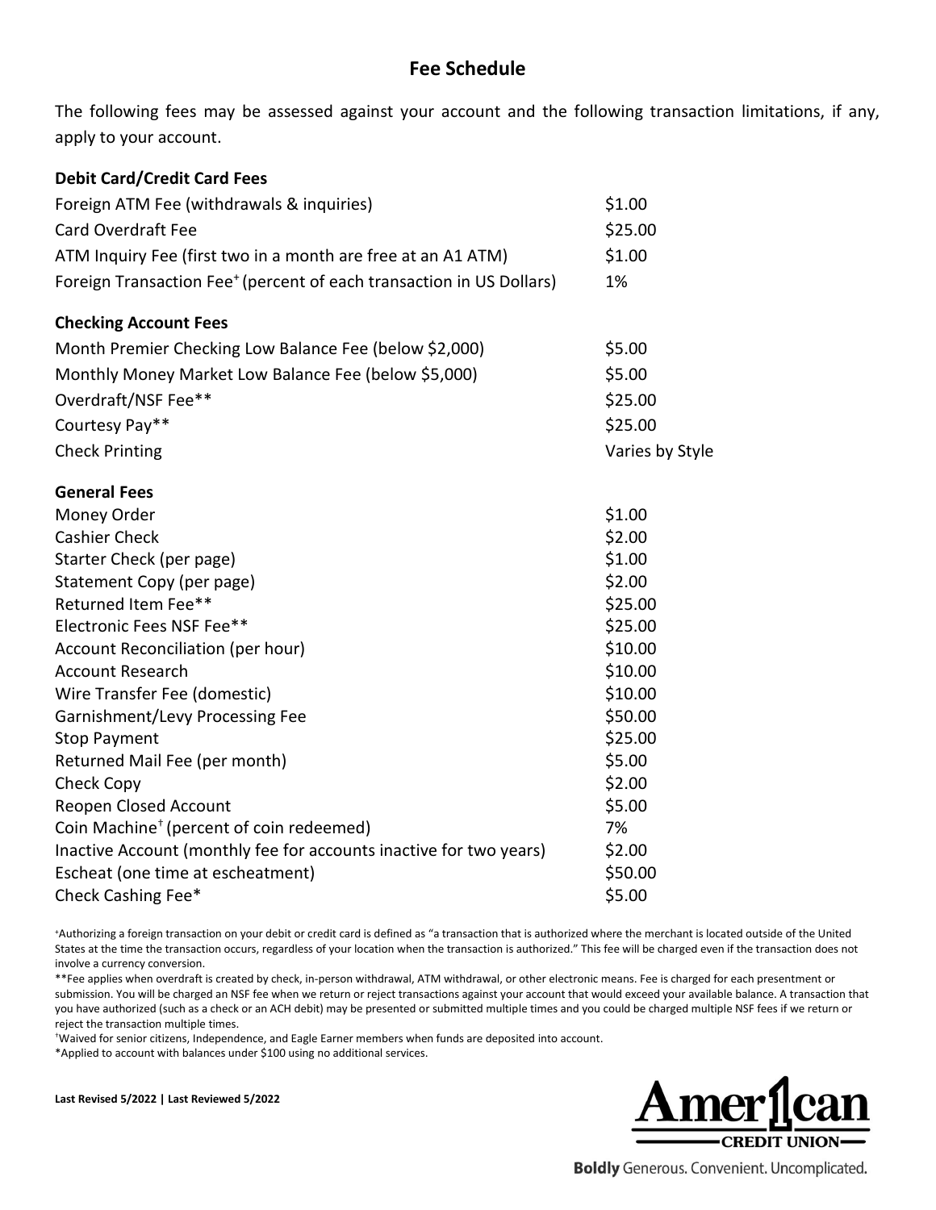# Fee Schedule

The following fees may be assessed against your account and the following transaction limitations, if any, apply to your account.

**Debit Card/Credit Card Fees**

| | |
|---|---|
| Foreign ATM Fee (withdrawals & inquiries) | $1.00 |
| Card Overdraft Fee | $25.00 |
| ATM Inquiry Fee (first two in a month are free at an A1 ATM) | $1.00 |
| Foreign Transaction Fee[+] (percent of each transaction in US Dollars) | 1% |

**Checking Account Fees**

| | |
|---|---|
| Month Premier Checking Low Balance Fee (below $2,000) | $5.00 |
| Monthly Money Market Low Balance Fee (below $5,000) | $5.00 |
| Overdraft/NSF Fee** | $25.00 |
| Courtesy Pay** | $25.00 |
| Check Printing | Varies by Style |

**General Fees**

| | |
|---|---|
| Money Order | $1.00 |
| Cashier Check | $2.00 |
| Starter Check (per page) | $1.00 |
| Statement Copy (per page) | $2.00 |
| Returned Item Fee** | $25.00 |
| Electronic Fees NSF Fee** | $25.00 |
| Account Reconciliation (per hour) | $10.00 |
| Account Research | $10.00 |
| Wire Transfer Fee (domestic) | $10.00 |
| Garnishment/Levy Processing Fee | $50.00 |
| Stop Payment | $25.00 |
| Returned Mail Fee (per month) | $5.00 |
| Check Copy | $2.00 |
| Reopen Closed Account | $5.00 |
| Coin Machine[†] (percent of coin redeemed) | 7% |
| Inactive Account (monthly fee for accounts inactive for two years) | $2.00 |
| Escheat (one time at escheatment) | $50.00 |
| Check Cashing Fee* | $5.00 |

[+]Authorizing a foreign transaction on your debit or credit card is defined as "a transaction that is authorized where the merchant is located outside of the United States at the time the transaction occurs, regardless of your location when the transaction is authorized." This fee will be charged even if the transaction does not involve a currency conversion.

**Fee applies when overdraft is created by check, in-person withdrawal, ATM withdrawal, or other electronic means. Fee is charged for each presentment or submission. You will be charged an NSF fee when we return or reject transactions against your account that would exceed your available balance. A transaction that you have authorized (such as a check or an ACH debit) may be presented or submitted multiple times and you could be charged multiple NSF fees if we return or reject the transaction multiple times.

[†]Waived for senior citizens, Independence, and Eagle Earner members when funds are deposited into account.

*Applied to account with balances under $100 using no additional services.

**Last Revised 5/2022 | Last Reviewed 5/2022**

Amer1can CREDIT UNION

**Boldly** Generous. Convenient. Uncomplicated.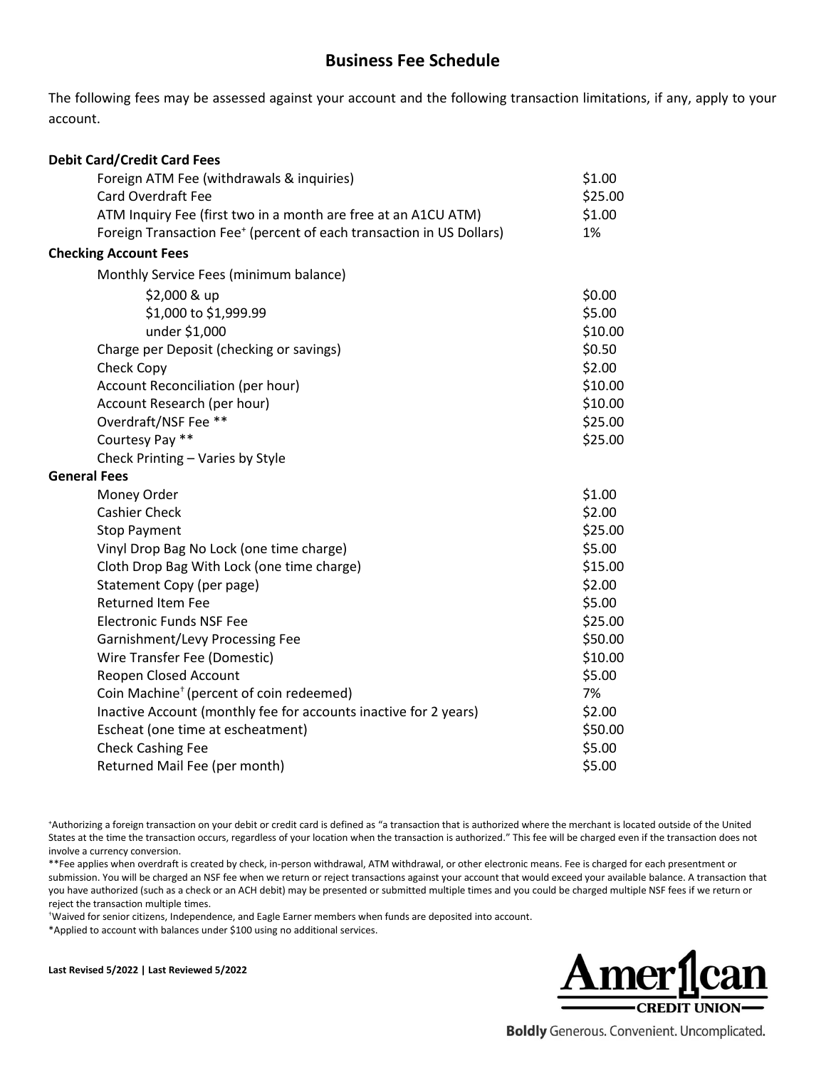## Business Fee Schedule

The following fees may be assessed against your account and the following transaction limitations, if any, apply to your account.

| | |
|---|---|
| **Debit Card/Credit Card Fees** | |
| Foreign ATM Fee (withdrawals & inquiries) | $1.00 |
| Card Overdraft Fee | $25.00 |
| ATM Inquiry Fee (first two in a month are free at an A1CU ATM) | $1.00 |
| Foreign Transaction Fee[+] (percent of each transaction in US Dollars) | 1% |
| **Checking Account Fees** | |
| Monthly Service Fees (minimum balance) | |
| $2,000 & up | $0.00 |
| $1,000 to $1,999.99 | $5.00 |
| under $1,000 | $10.00 |
| Charge per Deposit (checking or savings) | $0.50 |
| Check Copy | $2.00 |
| Account Reconciliation (per hour) | $10.00 |
| Account Research (per hour) | $10.00 |
| Overdraft/NSF Fee ** | $25.00 |
| Courtesy Pay ** | $25.00 |
| Check Printing – Varies by Style | |
| **General Fees** | |
| Money Order | $1.00 |
| Cashier Check | $2.00 |
| Stop Payment | $25.00 |
| Vinyl Drop Bag No Lock (one time charge) | $5.00 |
| Cloth Drop Bag With Lock (one time charge) | $15.00 |
| Statement Copy (per page) | $2.00 |
| Returned Item Fee | $5.00 |
| Electronic Funds NSF Fee | $25.00 |
| Garnishment/Levy Processing Fee | $50.00 |
| Wire Transfer Fee (Domestic) | $10.00 |
| Reopen Closed Account | $5.00 |
| Coin Machine[†] (percent of coin redeemed) | 7% |
| Inactive Account (monthly fee for accounts inactive for 2 years) | $2.00 |
| Escheat (one time at escheatment) | $50.00 |
| Check Cashing Fee | $5.00 |
| Returned Mail Fee (per month) | $5.00 |

[+]Authorizing a foreign transaction on your debit or credit card is defined as "a transaction that is authorized where the merchant is located outside of the United States at the time the transaction occurs, regardless of your location when the transaction is authorized." This fee will be charged even if the transaction does not involve a currency conversion.

**Fee applies when overdraft is created by check, in-person withdrawal, ATM withdrawal, or other electronic means. Fee is charged for each presentment or submission. You will be charged an NSF fee when we return or reject transactions against your account that would exceed your available balance. A transaction that you have authorized (such as a check or an ACH debit) may be presented or submitted multiple times and you could be charged multiple NSF fees if we return or reject the transaction multiple times.

[†]Waived for senior citizens, Independence, and Eagle Earner members when funds are deposited into account.

*Applied to account with balances under $100 using no additional services.

**Last Revised 5/2022 | Last Reviewed 5/2022**

Amer1can CREDIT UNION

**Boldly** Generous. Convenient. Uncomplicated.